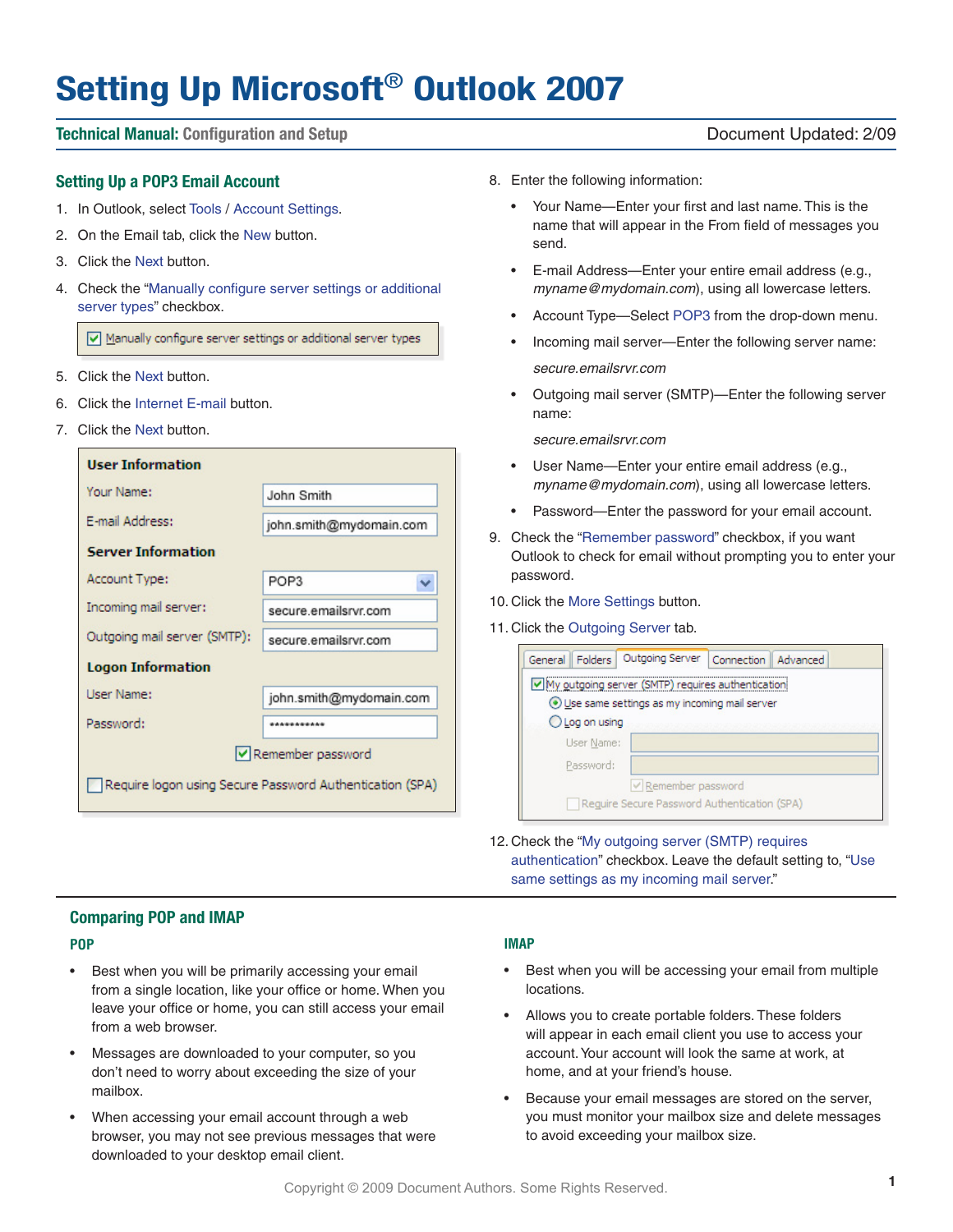# Setting Up Microsoft® Outlook 2007

**Technical Manual:** Configuration and Setup

Document Updated: 2/09

## Setting Up a POP3 Email Account

1. In Outlook, select Tools / Account Settings.
2. On the Email tab, click the New button.
3. Click the Next button.
4. Check the "Manually configure server settings or additional server types" checkbox.
5. Click the Next button.
6. Click the Internet E-mail button.
7. Click the Next button.
8. Enter the following information:
   - Your Name—Enter your first and last name. This is the name that will appear in the From field of messages you send.
   - E-mail Address—Enter your entire email address (e.g., *myname@mydomain.com*), using all lowercase letters.
   - Account Type—Select POP3 from the drop-down menu.
   - Incoming mail server—Enter the following server name:

     *secure.emailsrvr.com*
   - Outgoing mail server (SMTP)—Enter the following server name:

     *secure.emailsrvr.com*
   - User Name—Enter your entire email address (e.g., *myname@mydomain.com*), using all lowercase letters.
   - Password—Enter the password for your email account.
9. Check the "Remember password" checkbox, if you want Outlook to check for email without prompting you to enter your password.
10. Click the More Settings button.
11. Click the Outgoing Server tab.
12. Check the "My outgoing server (SMTP) requires authentication" checkbox. Leave the default setting to, "Use same settings as my incoming mail server."

## Comparing POP and IMAP

### POP

- Best when you will be primarily accessing your email from a single location, like your office or home. When you leave your office or home, you can still access your email from a web browser.
- Messages are downloaded to your computer, so you don't need to worry about exceeding the size of your mailbox.
- When accessing your email account through a web browser, you may not see previous messages that were downloaded to your desktop email client.

### IMAP

- Best when you will be accessing your email from multiple locations.
- Allows you to create portable folders. These folders will appear in each email client you use to access your account. Your account will look the same at work, at home, and at your friend's house.
- Because your email messages are stored on the server, you must monitor your mailbox size and delete messages to avoid exceeding your mailbox size.

Copyright © 2009 Document Authors. Some Rights Reserved.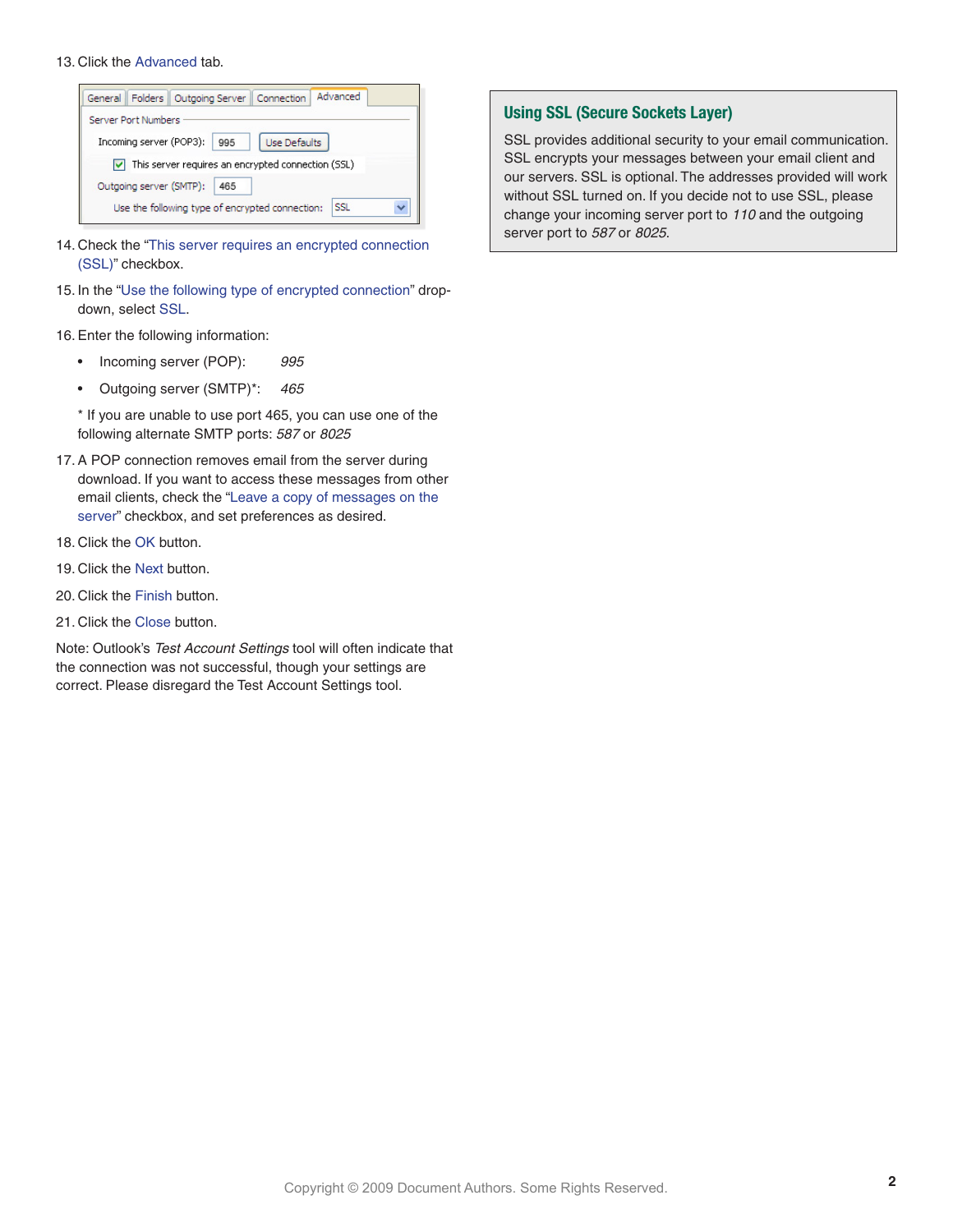13. Click the Advanced tab.

14. Check the "This server requires an encrypted connection (SSL)" checkbox.

15. In the "Use the following type of encrypted connection" drop-down, select SSL.

16. Enter the following information:

    - Incoming server (POP): *995*
    - Outgoing server (SMTP)*: *465*

    * If you are unable to use port 465, you can use one of the following alternate SMTP ports: *587* or *8025*

17. A POP connection removes email from the server during download. If you want to access these messages from other email clients, check the "Leave a copy of messages on the server" checkbox, and set preferences as desired.

18. Click the OK button.

19. Click the Next button.

20. Click the Finish button.

21. Click the Close button.

Note: Outlook's *Test Account Settings* tool will often indicate that the connection was not successful, though your settings are correct. Please disregard the Test Account Settings tool.

## Using SSL (Secure Sockets Layer)

SSL provides additional security to your email communication. SSL encrypts your messages between your email client and our servers. SSL is optional. The addresses provided will work without SSL turned on. If you decide not to use SSL, please change your incoming server port to *110* and the outgoing server port to *587* or *8025*.

Copyright © 2009 Document Authors. Some Rights Reserved.